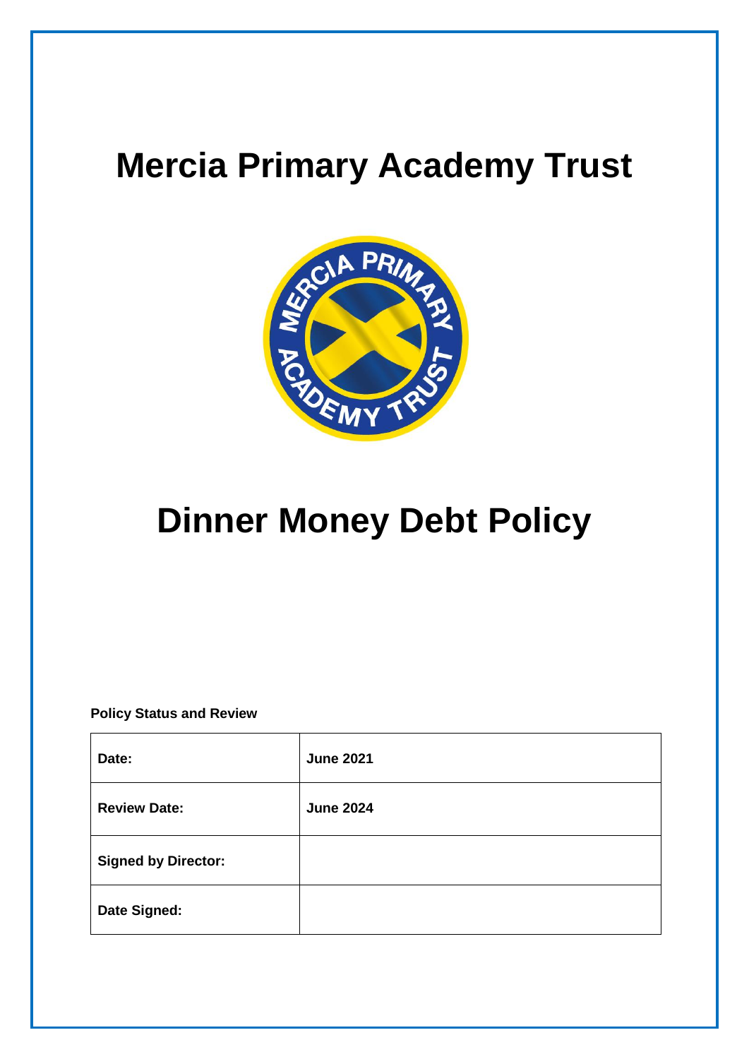# Mercia Primary Academy Trust

# Dinner Money Debt Policy

**Policy Status and Review**

| **Date:** | **June 2021** |
|---|---|
| **Review Date:** | **June 2024** |
| **Signed by Director:** | |
| **Date Signed:** | |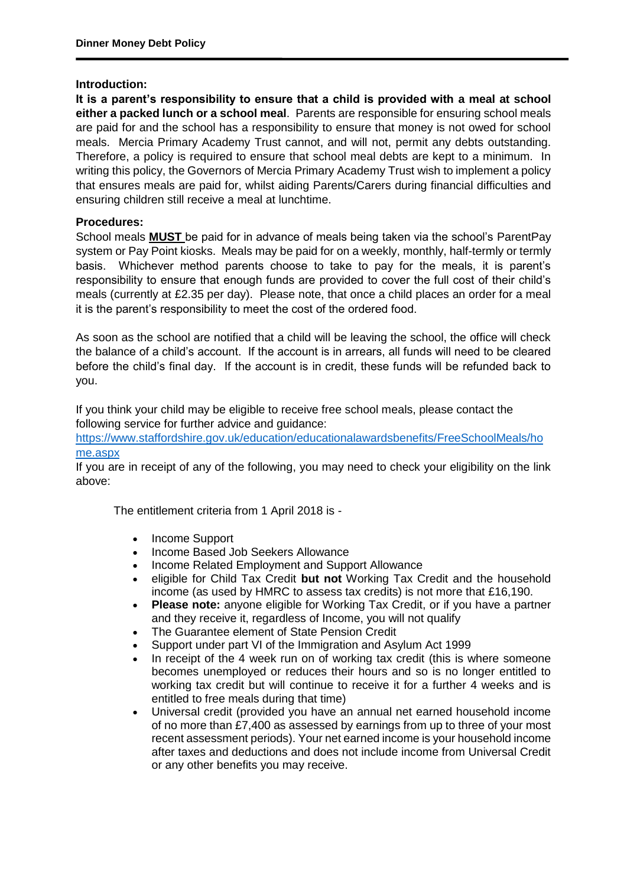**Dinner Money Debt Policy**

**Introduction:**

**It is a parent's responsibility to ensure that a child is provided with a meal at school either a packed lunch or a school meal**. Parents are responsible for ensuring school meals are paid for and the school has a responsibility to ensure that money is not owed for school meals. Mercia Primary Academy Trust cannot, and will not, permit any debts outstanding. Therefore, a policy is required to ensure that school meal debts are kept to a minimum. In writing this policy, the Governors of Mercia Primary Academy Trust wish to implement a policy that ensures meals are paid for, whilst aiding Parents/Carers during financial difficulties and ensuring children still receive a meal at lunchtime.

**Procedures:**

School meals **MUST** be paid for in advance of meals being taken via the school's ParentPay system or Pay Point kiosks. Meals may be paid for on a weekly, monthly, half-termly or termly basis. Whichever method parents choose to take to pay for the meals, it is parent's responsibility to ensure that enough funds are provided to cover the full cost of their child's meals (currently at £2.35 per day). Please note, that once a child places an order for a meal it is the parent's responsibility to meet the cost of the ordered food.

As soon as the school are notified that a child will be leaving the school, the office will check the balance of a child's account. If the account is in arrears, all funds will need to be cleared before the child's final day. If the account is in credit, these funds will be refunded back to you.

If you think your child may be eligible to receive free school meals, please contact the following service for further advice and guidance:
https://www.staffordshire.gov.uk/education/educationalawardsbenefits/FreeSchoolMeals/home.aspx

If you are in receipt of any of the following, you may need to check your eligibility on the link above:

The entitlement criteria from 1 April 2018 is -

- Income Support
- Income Based Job Seekers Allowance
- Income Related Employment and Support Allowance
- eligible for Child Tax Credit **but not** Working Tax Credit and the household income (as used by HMRC to assess tax credits) is not more that £16,190.
- **Please note:** anyone eligible for Working Tax Credit, or if you have a partner and they receive it, regardless of Income, you will not qualify
- The Guarantee element of State Pension Credit
- Support under part VI of the Immigration and Asylum Act 1999
- In receipt of the 4 week run on of working tax credit (this is where someone becomes unemployed or reduces their hours and so is no longer entitled to working tax credit but will continue to receive it for a further 4 weeks and is entitled to free meals during that time)
- Universal credit (provided you have an annual net earned household income of no more than £7,400 as assessed by earnings from up to three of your most recent assessment periods). Your net earned income is your household income after taxes and deductions and does not include income from Universal Credit or any other benefits you may receive.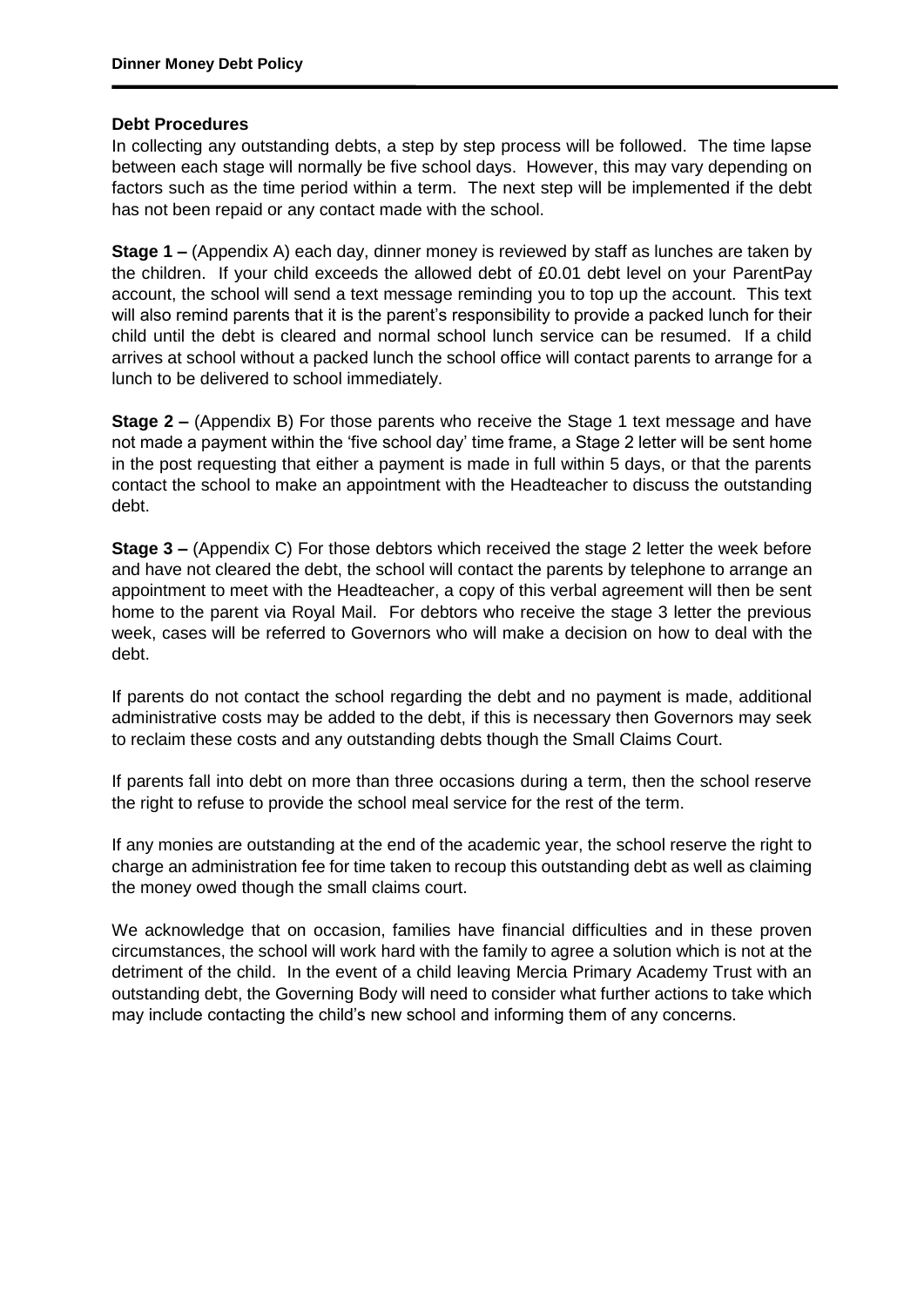### Debt Procedures

In collecting any outstanding debts, a step by step process will be followed. The time lapse between each stage will normally be five school days. However, this may vary depending on factors such as the time period within a term. The next step will be implemented if the debt has not been repaid or any contact made with the school.

**Stage 1 –** (Appendix A) each day, dinner money is reviewed by staff as lunches are taken by the children. If your child exceeds the allowed debt of £0.01 debt level on your ParentPay account, the school will send a text message reminding you to top up the account. This text will also remind parents that it is the parent's responsibility to provide a packed lunch for their child until the debt is cleared and normal school lunch service can be resumed. If a child arrives at school without a packed lunch the school office will contact parents to arrange for a lunch to be delivered to school immediately.

**Stage 2 –** (Appendix B) For those parents who receive the Stage 1 text message and have not made a payment within the 'five school day' time frame, a Stage 2 letter will be sent home in the post requesting that either a payment is made in full within 5 days, or that the parents contact the school to make an appointment with the Headteacher to discuss the outstanding debt.

**Stage 3 –** (Appendix C) For those debtors which received the stage 2 letter the week before and have not cleared the debt, the school will contact the parents by telephone to arrange an appointment to meet with the Headteacher, a copy of this verbal agreement will then be sent home to the parent via Royal Mail. For debtors who receive the stage 3 letter the previous week, cases will be referred to Governors who will make a decision on how to deal with the debt.

If parents do not contact the school regarding the debt and no payment is made, additional administrative costs may be added to the debt, if this is necessary then Governors may seek to reclaim these costs and any outstanding debts though the Small Claims Court.

If parents fall into debt on more than three occasions during a term, then the school reserve the right to refuse to provide the school meal service for the rest of the term.

If any monies are outstanding at the end of the academic year, the school reserve the right to charge an administration fee for time taken to recoup this outstanding debt as well as claiming the money owed though the small claims court.

We acknowledge that on occasion, families have financial difficulties and in these proven circumstances, the school will work hard with the family to agree a solution which is not at the detriment of the child. In the event of a child leaving Mercia Primary Academy Trust with an outstanding debt, the Governing Body will need to consider what further actions to take which may include contacting the child's new school and informing them of any concerns.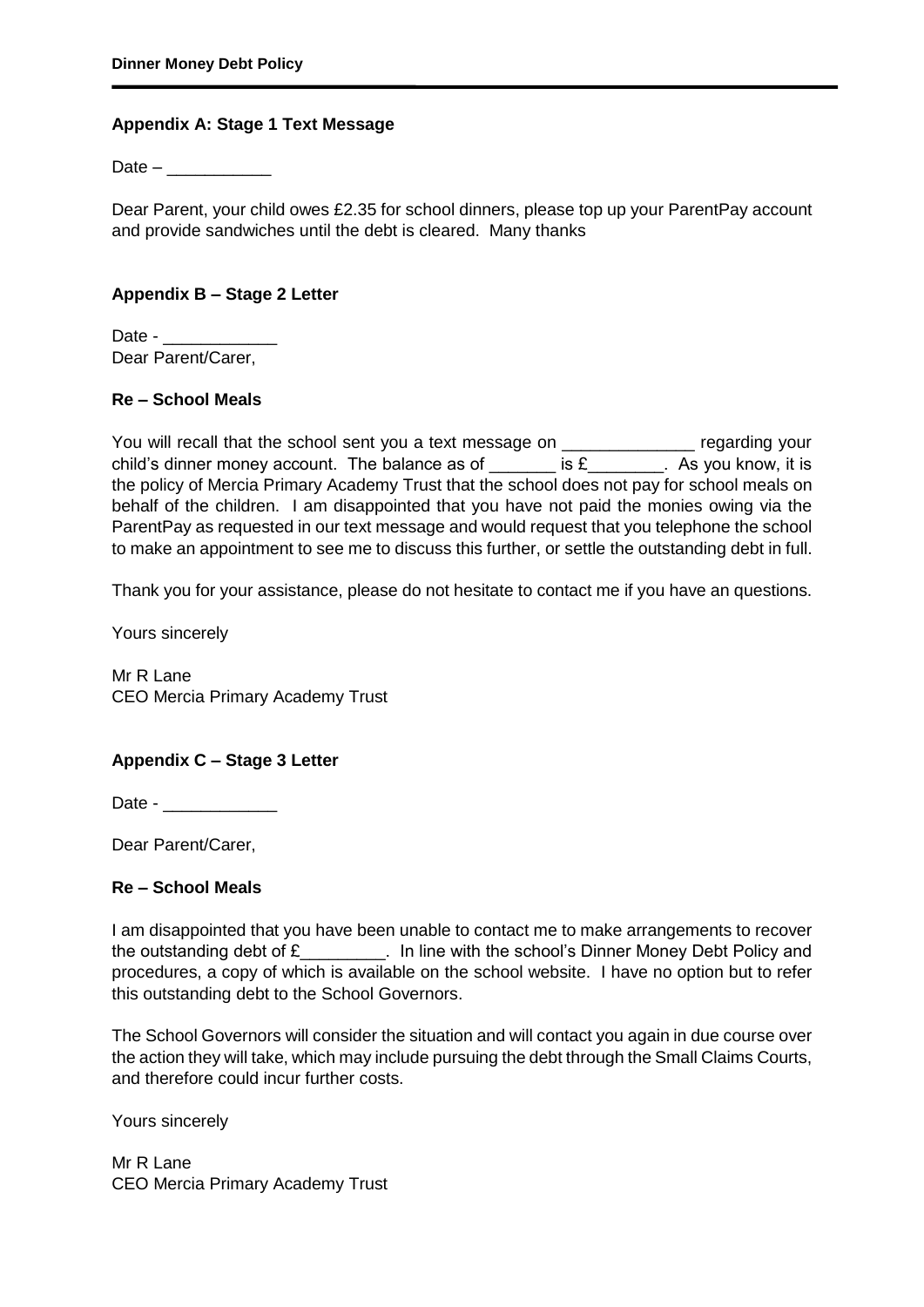**Appendix A: Stage 1 Text Message**

Date – ___________

Dear Parent, your child owes £2.35 for school dinners, please top up your ParentPay account and provide sandwiches until the debt is cleared.  Many thanks

**Appendix B – Stage 2 Letter**

Date - ____________
Dear Parent/Carer,

**Re – School Meals**

You will recall that the school sent you a text message on ______________ regarding your child's dinner money account.  The balance as of _______ is £________.  As you know, it is the policy of Mercia Primary Academy Trust that the school does not pay for school meals on behalf of the children.  I am disappointed that you have not paid the monies owing via the ParentPay as requested in our text message and would request that you telephone the school to make an appointment to see me to discuss this further, or settle the outstanding debt in full.

Thank you for your assistance, please do not hesitate to contact me if you have an questions.

Yours sincerely

Mr R Lane
CEO Mercia Primary Academy Trust

**Appendix C – Stage 3 Letter**

Date - ____________

Dear Parent/Carer,

**Re – School Meals**

I am disappointed that you have been unable to contact me to make arrangements to recover the outstanding debt of £_________.  In line with the school's Dinner Money Debt Policy and procedures, a copy of which is available on the school website.  I have no option but to refer this outstanding debt to the School Governors.

The School Governors will consider the situation and will contact you again in due course over the action they will take, which may include pursuing the debt through the Small Claims Courts, and therefore could incur further costs.

Yours sincerely

Mr R Lane
CEO Mercia Primary Academy Trust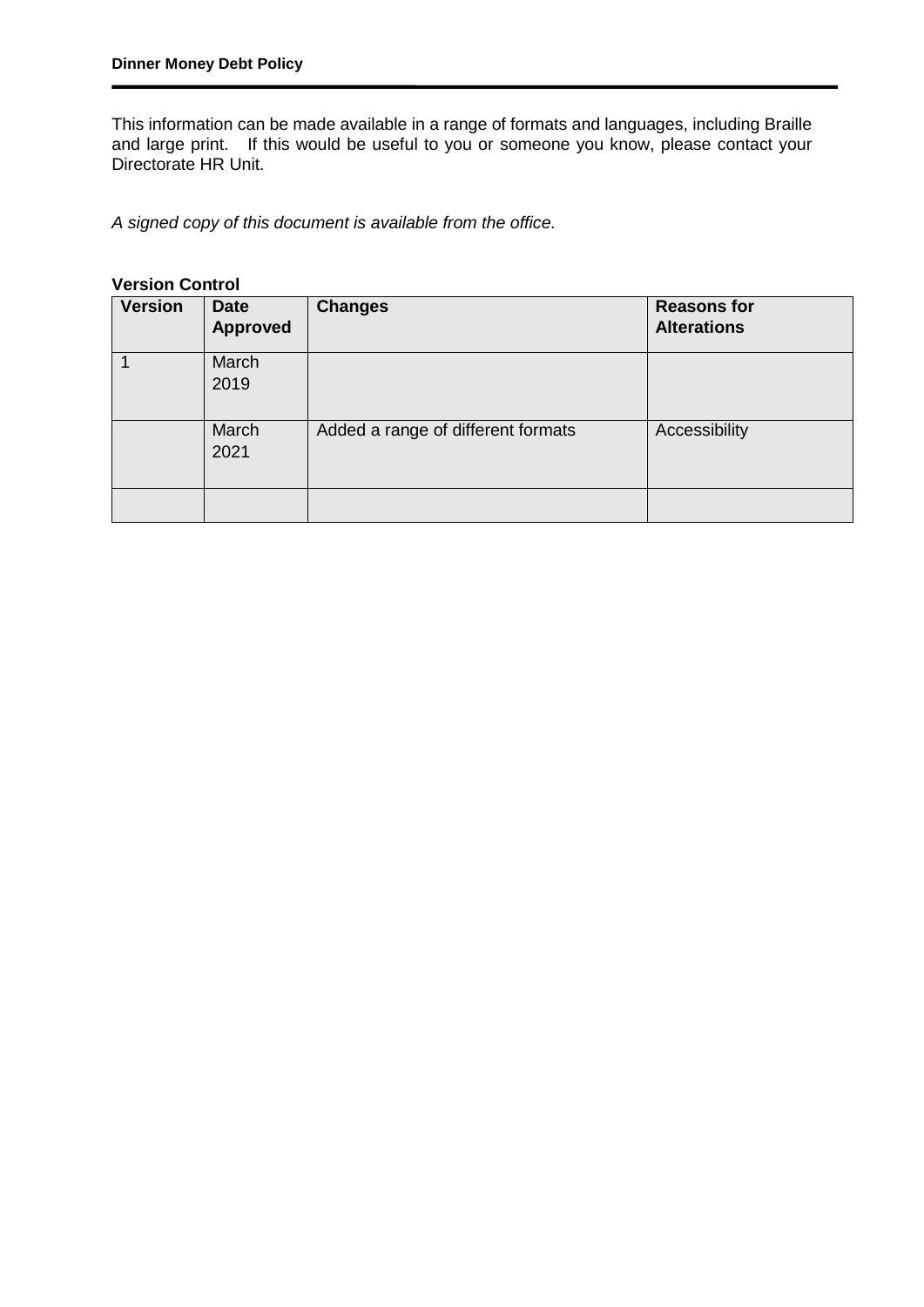This information can be made available in a range of formats and languages, including Braille and large print. If this would be useful to you or someone you know, please contact your Directorate HR Unit.

*A signed copy of this document is available from the office.*

**Version Control**

| Version | Date Approved | Changes | Reasons for Alterations |
|---|---|---|---|
| 1 | March 2019 | | |
| | March 2021 | Added a range of different formats | Accessibility |
| | | | |